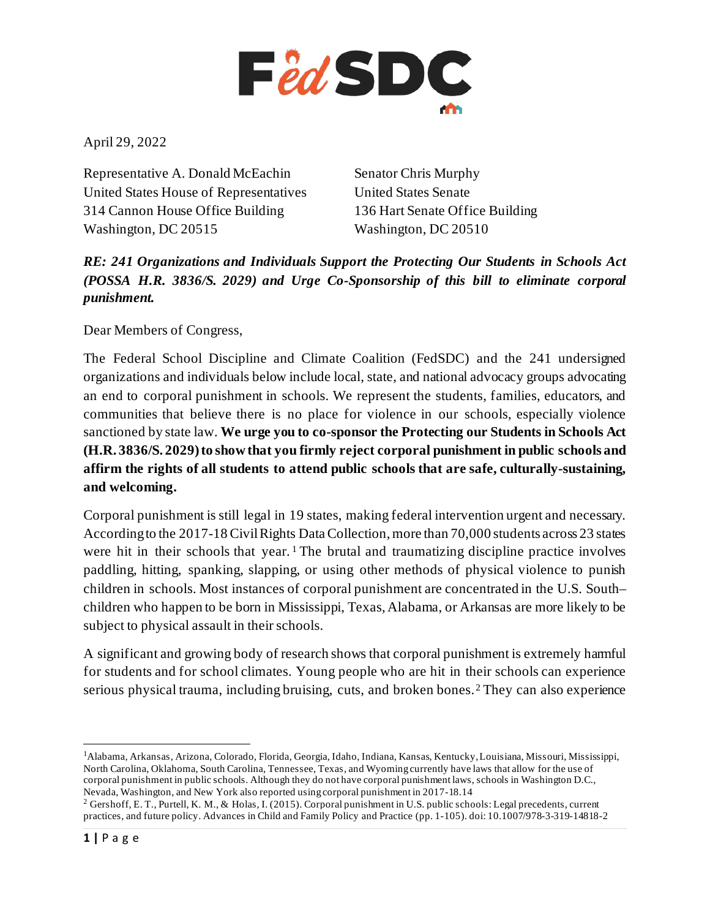April 29, 2022

Representative A. Donald McEachin
United States House of Representatives
314 Cannon House Office Building
Washington, DC 20515

Senator Chris Murphy
United States Senate
136 Hart Senate Office Building
Washington, DC 20510

***RE: 241 Organizations and Individuals Support the Protecting Our Students in Schools Act (POSSA H.R. 3836/S. 2029) and Urge Co-Sponsorship of this bill to eliminate corporal punishment.***

Dear Members of Congress,

The Federal School Discipline and Climate Coalition (FedSDC) and the 241 undersigned organizations and individuals below include local, state, and national advocacy groups advocating an end to corporal punishment in schools. We represent the students, families, educators, and communities that believe there is no place for violence in our schools, especially violence sanctioned by state law. **We urge you to co-sponsor the Protecting our Students in Schools Act (H.R. 3836/S. 2029) to show that you firmly reject corporal punishment in public schools and affirm the rights of all students to attend public schools that are safe, culturally-sustaining, and welcoming.**

Corporal punishment is still legal in 19 states, making federal intervention urgent and necessary. According to the 2017-18 Civil Rights Data Collection, more than 70,000 students across 23 states were hit in their schools that year.[1] The brutal and traumatizing discipline practice involves paddling, hitting, spanking, slapping, or using other methods of physical violence to punish children in schools. Most instances of corporal punishment are concentrated in the U.S. South–children who happen to be born in Mississippi, Texas, Alabama, or Arkansas are more likely to be subject to physical assault in their schools.

A significant and growing body of research shows that corporal punishment is extremely harmful for students and for school climates. Young people who are hit in their schools can experience serious physical trauma, including bruising, cuts, and broken bones.[2] They can also experience

---

[1] Alabama, Arkansas, Arizona, Colorado, Florida, Georgia, Idaho, Indiana, Kansas, Kentucky, Louisiana, Missouri, Mississippi, North Carolina, Oklahoma, South Carolina, Tennessee, Texas, and Wyoming currently have laws that allow for the use of corporal punishment in public schools. Although they do not have corporal punishment laws, schools in Washington D.C., Nevada, Washington, and New York also reported using corporal punishment in 2017-18.14

[2] Gershoff, E. T., Purtell, K. M., & Holas, I. (2015). Corporal punishment in U.S. public schools: Legal precedents, current practices, and future policy. Advances in Child and Family Policy and Practice (pp. 1-105). doi: 10.1007/978-3-319-14818-2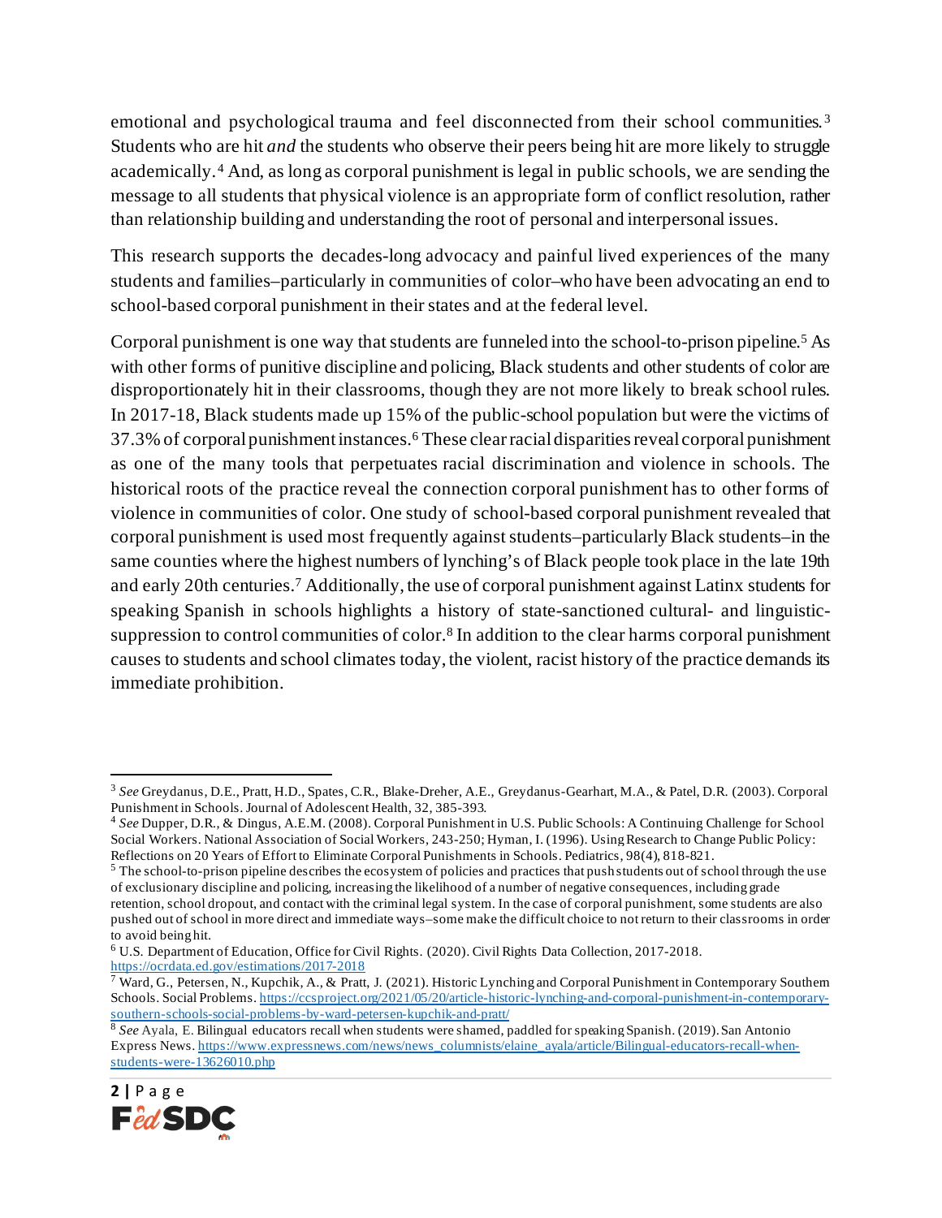emotional and psychological trauma and feel disconnected from their school communities.[3] Students who are hit *and* the students who observe their peers being hit are more likely to struggle academically.[4] And, as long as corporal punishment is legal in public schools, we are sending the message to all students that physical violence is an appropriate form of conflict resolution, rather than relationship building and understanding the root of personal and interpersonal issues.

This research supports the decades-long advocacy and painful lived experiences of the many students and families–particularly in communities of color–who have been advocating an end to school-based corporal punishment in their states and at the federal level.

Corporal punishment is one way that students are funneled into the school-to-prison pipeline.[5] As with other forms of punitive discipline and policing, Black students and other students of color are disproportionately hit in their classrooms, though they are not more likely to break school rules. In 2017-18, Black students made up 15% of the public-school population but were the victims of 37.3% of corporal punishment instances.[6] These clear racial disparities reveal corporal punishment as one of the many tools that perpetuates racial discrimination and violence in schools. The historical roots of the practice reveal the connection corporal punishment has to other forms of violence in communities of color. One study of school-based corporal punishment revealed that corporal punishment is used most frequently against students–particularly Black students–in the same counties where the highest numbers of lynching's of Black people took place in the late 19th and early 20th centuries.[7] Additionally, the use of corporal punishment against Latinx students for speaking Spanish in schools highlights a history of state-sanctioned cultural- and linguistic-suppression to control communities of color.[8] In addition to the clear harms corporal punishment causes to students and school climates today, the violent, racist history of the practice demands its immediate prohibition.

---

[3] *See* Greydanus, D.E., Pratt, H.D., Spates, C.R., Blake-Dreher, A.E., Greydanus-Gearhart, M.A., & Patel, D.R. (2003). Corporal Punishment in Schools. Journal of Adolescent Health, 32, 385-393.

[4] *See* Dupper, D.R., & Dingus, A.E.M. (2008). Corporal Punishment in U.S. Public Schools: A Continuing Challenge for School Social Workers. National Association of Social Workers, 243-250; Hyman, I. (1996). Using Research to Change Public Policy: Reflections on 20 Years of Effort to Eliminate Corporal Punishments in Schools. Pediatrics, 98(4), 818-821.

[5] The school-to-prison pipeline describes the ecosystem of policies and practices that push students out of school through the use of exclusionary discipline and policing, increasing the likelihood of a number of negative consequences, including grade retention, school dropout, and contact with the criminal legal system. In the case of corporal punishment, some students are also pushed out of school in more direct and immediate ways–some make the difficult choice to not return to their classrooms in order to avoid being hit.

[6] U.S. Department of Education, Office for Civil Rights. (2020). Civil Rights Data Collection, 2017-2018. https://ocrdata.ed.gov/estimations/2017-2018

[7] Ward, G., Petersen, N., Kupchik, A., & Pratt, J. (2021). Historic Lynching and Corporal Punishment in Contemporary Southern Schools. Social Problems. https://ccsproject.org/2021/05/20/article-historic-lynching-and-corporal-punishment-in-contemporary-southern-schools-social-problems-by-ward-petersen-kupchik-and-pratt/

[8] *See* Ayala, E. Bilingual educators recall when students were shamed, paddled for speaking Spanish. (2019). San Antonio Express News. https://www.expressnews.com/news/news_columnists/elaine_ayala/article/Bilingual-educators-recall-when-students-were-13626010.php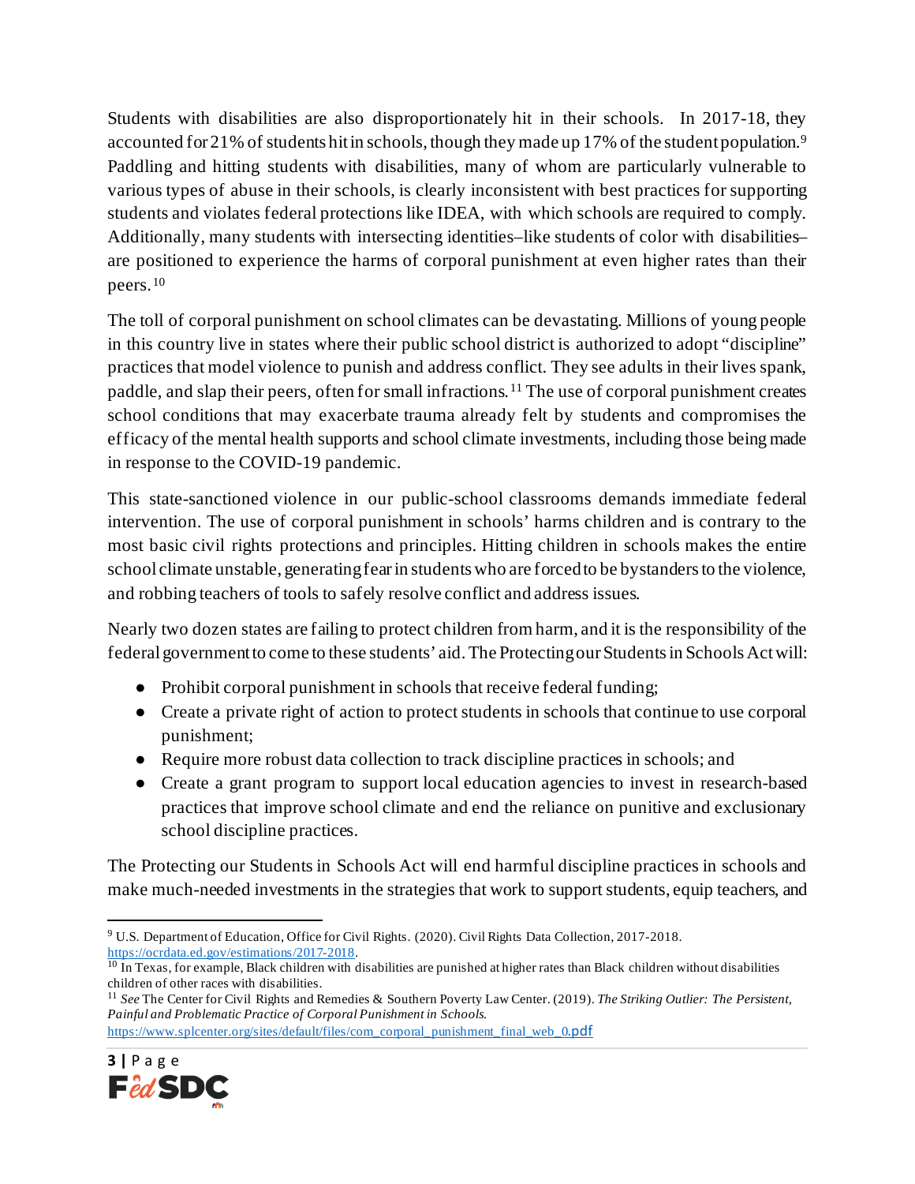Students with disabilities are also disproportionately hit in their schools. In 2017-18, they accounted for 21% of students hit in schools, though they made up 17% of the student population.[9] Paddling and hitting students with disabilities, many of whom are particularly vulnerable to various types of abuse in their schools, is clearly inconsistent with best practices for supporting students and violates federal protections like IDEA, with which schools are required to comply. Additionally, many students with intersecting identities–like students of color with disabilities–are positioned to experience the harms of corporal punishment at even higher rates than their peers.[10]

The toll of corporal punishment on school climates can be devastating. Millions of young people in this country live in states where their public school district is authorized to adopt "discipline" practices that model violence to punish and address conflict. They see adults in their lives spank, paddle, and slap their peers, often for small infractions.[11] The use of corporal punishment creates school conditions that may exacerbate trauma already felt by students and compromises the efficacy of the mental health supports and school climate investments, including those being made in response to the COVID-19 pandemic.

This state-sanctioned violence in our public-school classrooms demands immediate federal intervention. The use of corporal punishment in schools' harms children and is contrary to the most basic civil rights protections and principles. Hitting children in schools makes the entire school climate unstable, generating fear in students who are forced to be bystanders to the violence, and robbing teachers of tools to safely resolve conflict and address issues.

Nearly two dozen states are failing to protect children from harm, and it is the responsibility of the federal government to come to these students' aid. The Protecting our Students in Schools Act will:

- Prohibit corporal punishment in schools that receive federal funding;
- Create a private right of action to protect students in schools that continue to use corporal punishment;
- Require more robust data collection to track discipline practices in schools; and
- Create a grant program to support local education agencies to invest in research-based practices that improve school climate and end the reliance on punitive and exclusionary school discipline practices.

The Protecting our Students in Schools Act will end harmful discipline practices in schools and make much-needed investments in the strategies that work to support students, equip teachers, and

---

[9] U.S. Department of Education, Office for Civil Rights. (2020). Civil Rights Data Collection, 2017-2018. https://ocrdata.ed.gov/estimations/2017-2018.

[10] In Texas, for example, Black children with disabilities are punished at higher rates than Black children without disabilities children of other races with disabilities.

[11] *See* The Center for Civil Rights and Remedies & Southern Poverty Law Center. (2019). *The Striking Outlier: The Persistent, Painful and Problematic Practice of Corporal Punishment in Schools.* https://www.splcenter.org/sites/default/files/com_corporal_punishment_final_web_0.pdf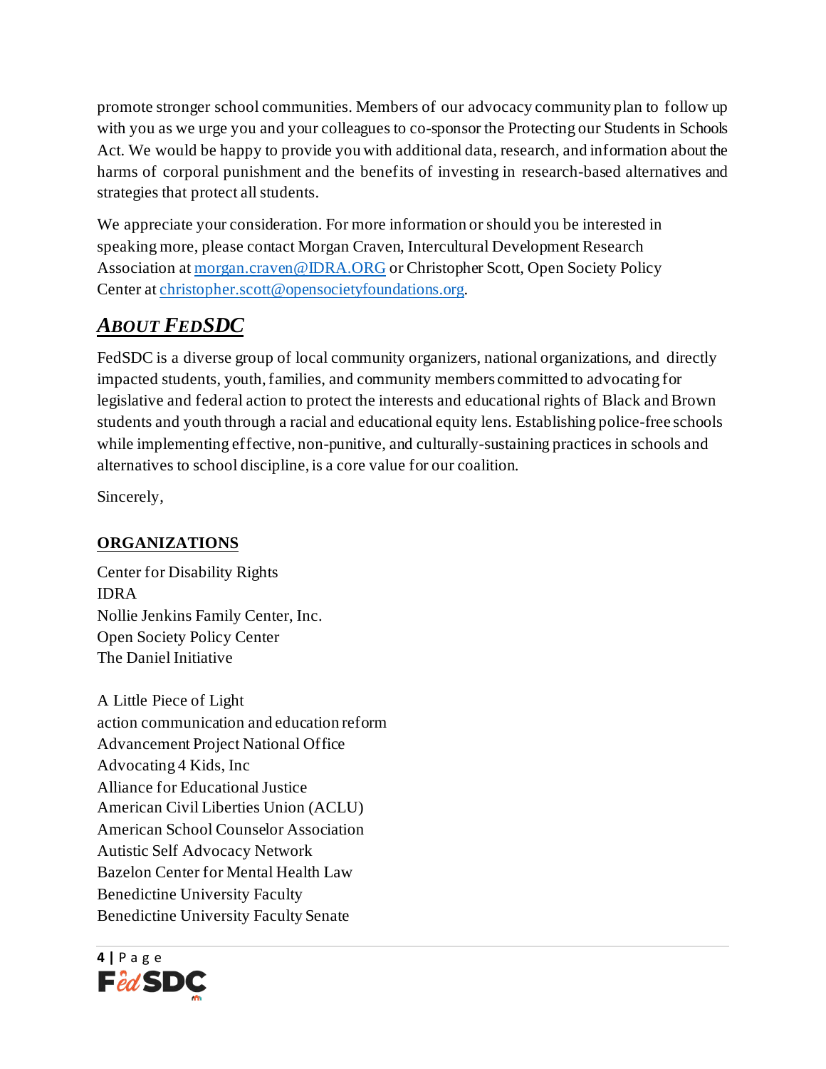promote stronger school communities. Members of our advocacy community plan to follow up with you as we urge you and your colleagues to co-sponsor the Protecting our Students in Schools Act. We would be happy to provide you with additional data, research, and information about the harms of corporal punishment and the benefits of investing in research-based alternatives and strategies that protect all students.

We appreciate your consideration. For more information or should you be interested in speaking more, please contact Morgan Craven, Intercultural Development Research Association at morgan.craven@IDRA.ORG or Christopher Scott, Open Society Policy Center at christopher.scott@opensocietyfoundations.org.

## *About FedSDC*

FedSDC is a diverse group of local community organizers, national organizations, and directly impacted students, youth, families, and community members committed to advocating for legislative and federal action to protect the interests and educational rights of Black and Brown students and youth through a racial and educational equity lens. Establishing police-free schools while implementing effective, non-punitive, and culturally-sustaining practices in schools and alternatives to school discipline, is a core value for our coalition.

Sincerely,

**ORGANIZATIONS**

Center for Disability Rights
IDRA
Nollie Jenkins Family Center, Inc.
Open Society Policy Center
The Daniel Initiative

A Little Piece of Light
action communication and education reform
Advancement Project National Office
Advocating 4 Kids, Inc
Alliance for Educational Justice
American Civil Liberties Union (ACLU)
American School Counselor Association
Autistic Self Advocacy Network
Bazelon Center for Mental Health Law
Benedictine University Faculty
Benedictine University Faculty Senate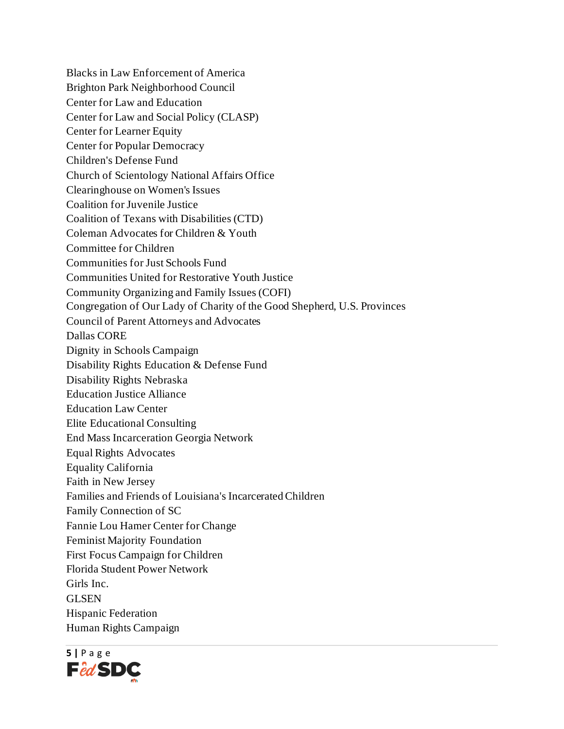Blacks in Law Enforcement of America
Brighton Park Neighborhood Council
Center for Law and Education
Center for Law and Social Policy (CLASP)
Center for Learner Equity
Center for Popular Democracy
Children's Defense Fund
Church of Scientology National Affairs Office
Clearinghouse on Women's Issues
Coalition for Juvenile Justice
Coalition of Texans with Disabilities (CTD)
Coleman Advocates for Children & Youth
Committee for Children
Communities for Just Schools Fund
Communities United for Restorative Youth Justice
Community Organizing and Family Issues (COFI)
Congregation of Our Lady of Charity of the Good Shepherd, U.S. Provinces
Council of Parent Attorneys and Advocates
Dallas CORE
Dignity in Schools Campaign
Disability Rights Education & Defense Fund
Disability Rights Nebraska
Education Justice Alliance
Education Law Center
Elite Educational Consulting
End Mass Incarceration Georgia Network
Equal Rights Advocates
Equality California
Faith in New Jersey
Families and Friends of Louisiana's Incarcerated Children
Family Connection of SC
Fannie Lou Hamer Center for Change
Feminist Majority Foundation
First Focus Campaign for Children
Florida Student Power Network
Girls Inc.
GLSEN
Hispanic Federation
Human Rights Campaign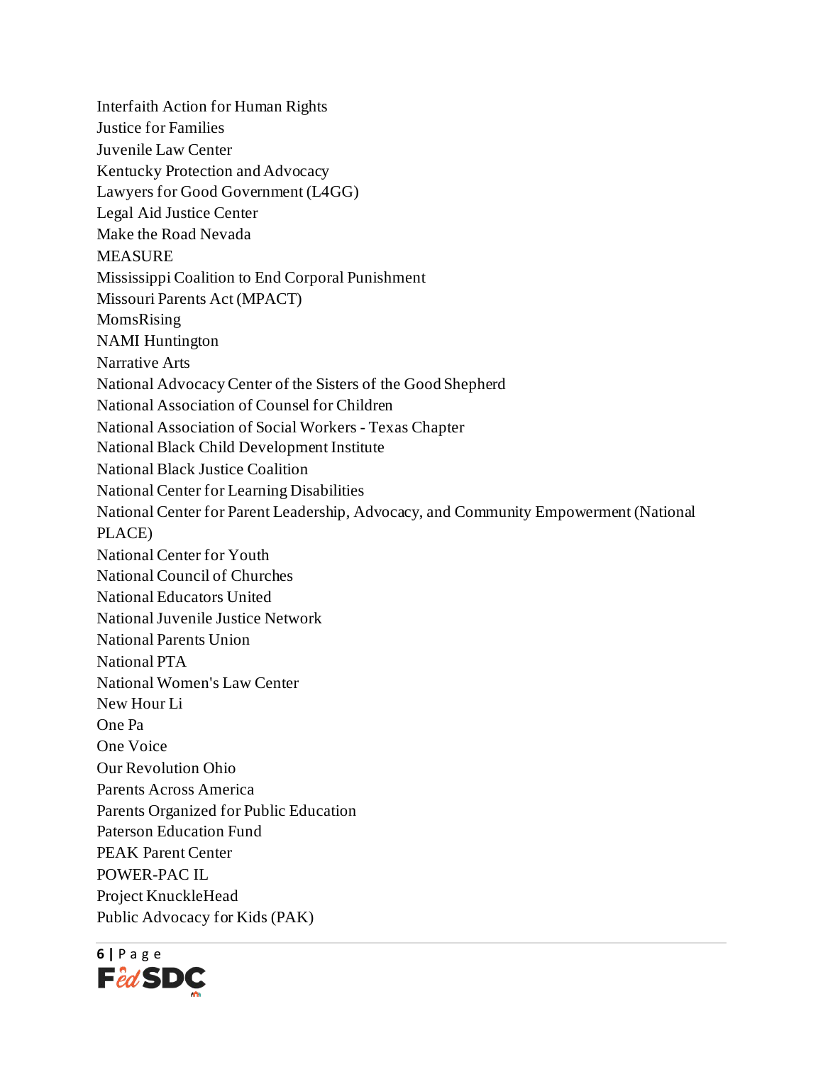Interfaith Action for Human Rights
Justice for Families
Juvenile Law Center
Kentucky Protection and Advocacy
Lawyers for Good Government (L4GG)
Legal Aid Justice Center
Make the Road Nevada
MEASURE
Mississippi Coalition to End Corporal Punishment
Missouri Parents Act (MPACT)
MomsRising
NAMI Huntington
Narrative Arts
National Advocacy Center of the Sisters of the Good Shepherd
National Association of Counsel for Children
National Association of Social Workers - Texas Chapter
National Black Child Development Institute
National Black Justice Coalition
National Center for Learning Disabilities
National Center for Parent Leadership, Advocacy, and Community Empowerment (National PLACE)
National Center for Youth
National Council of Churches
National Educators United
National Juvenile Justice Network
National Parents Union
National PTA
National Women's Law Center
New Hour Li
One Pa
One Voice
Our Revolution Ohio
Parents Across America
Parents Organized for Public Education
Paterson Education Fund
PEAK Parent Center
POWER-PAC IL
Project KnuckleHead
Public Advocacy for Kids (PAK)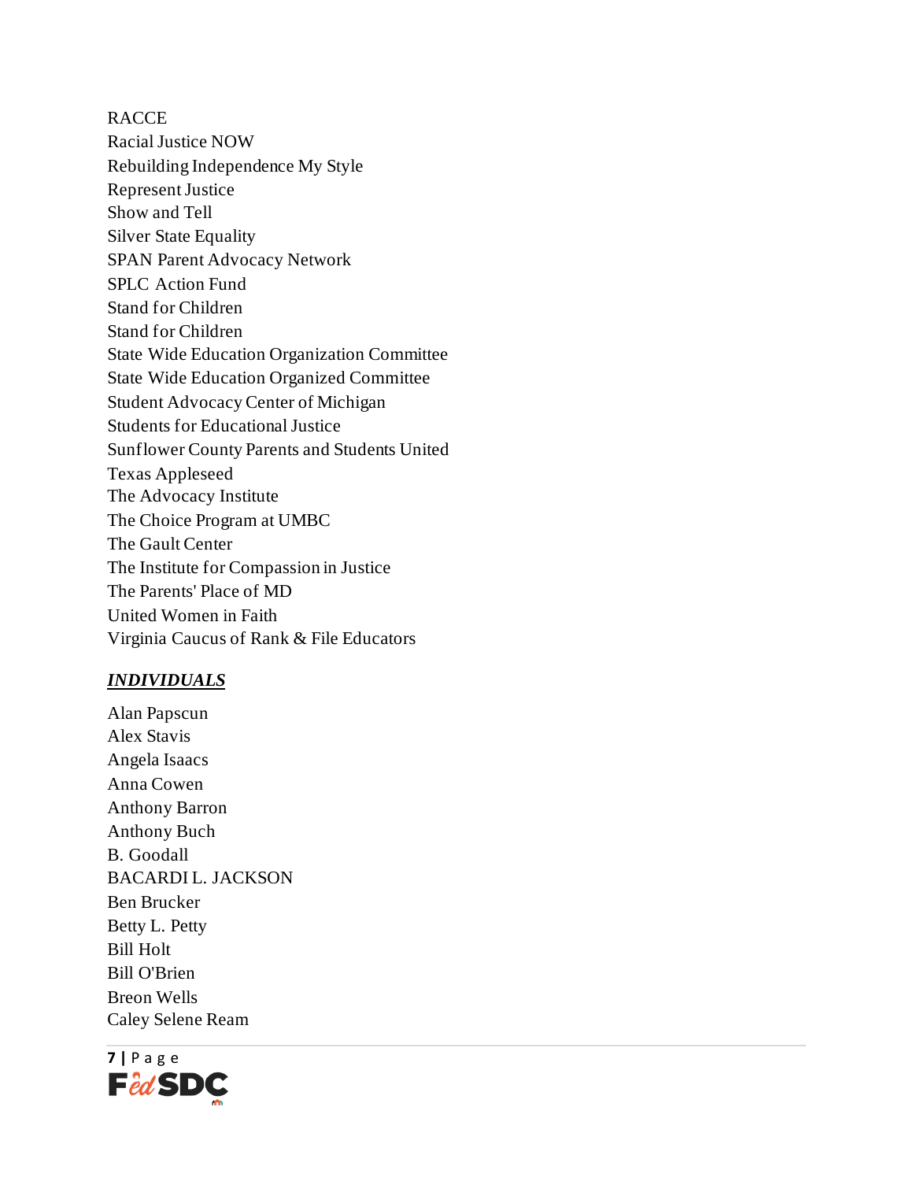RACCE
Racial Justice NOW
Rebuilding Independence My Style
Represent Justice
Show and Tell
Silver State Equality
SPAN Parent Advocacy Network
SPLC Action Fund
Stand for Children
Stand for Children
State Wide Education Organization Committee
State Wide Education Organized Committee
Student Advocacy Center of Michigan
Students for Educational Justice
Sunflower County Parents and Students United
Texas Appleseed
The Advocacy Institute
The Choice Program at UMBC
The Gault Center
The Institute for Compassion in Justice
The Parents' Place of MD
United Women in Faith
Virginia Caucus of Rank & File Educators

***INDIVIDUALS***

Alan Papscun
Alex Stavis
Angela Isaacs
Anna Cowen
Anthony Barron
Anthony Buch
B. Goodall
BACARDI L. JACKSON
Ben Brucker
Betty L. Petty
Bill Holt
Bill O'Brien
Breon Wells
Caley Selene Ream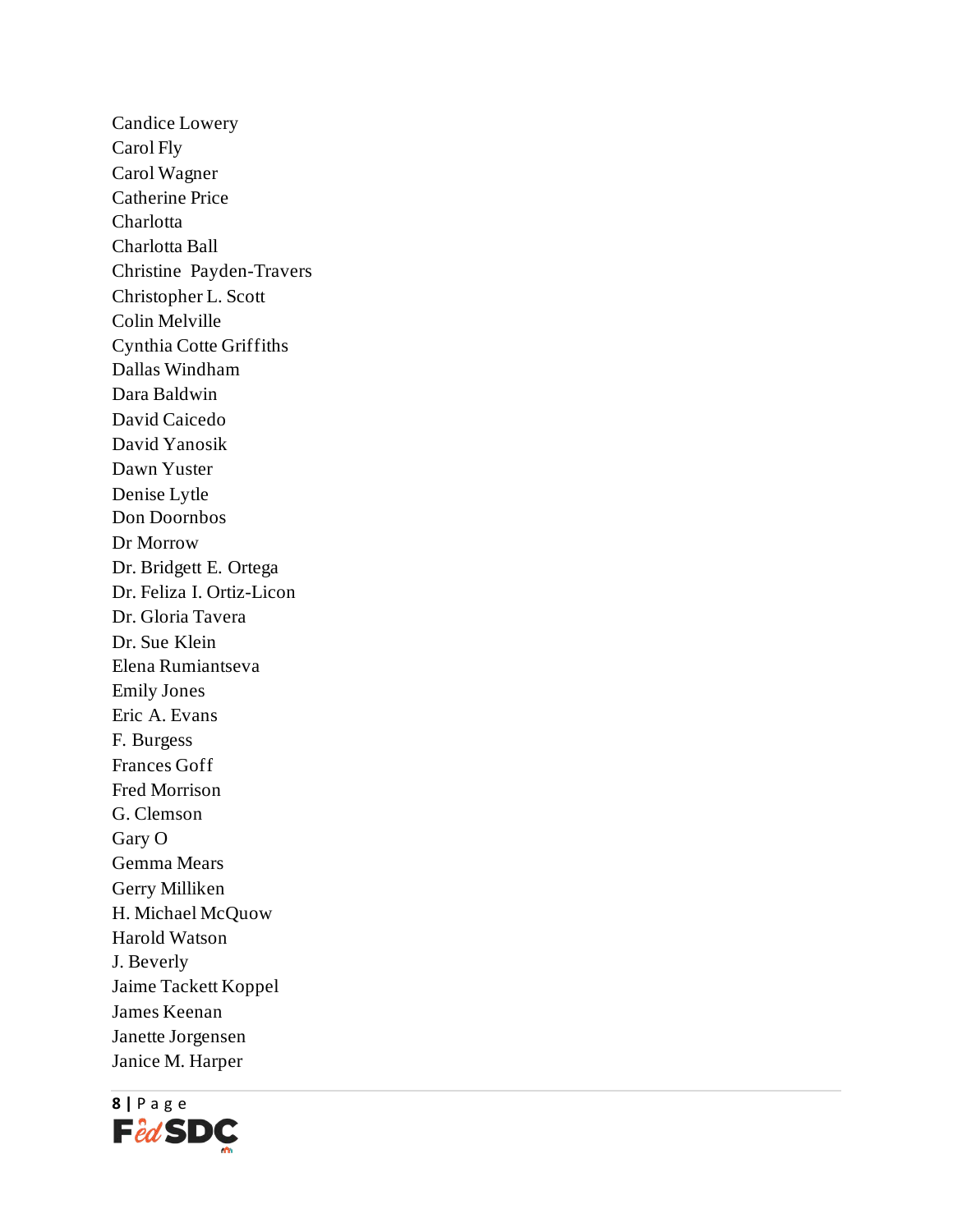Candice Lowery
Carol Fly
Carol Wagner
Catherine Price
Charlotta
Charlotta Ball
Christine Payden-Travers
Christopher L. Scott
Colin Melville
Cynthia Cotte Griffiths
Dallas Windham
Dara Baldwin
David Caicedo
David Yanosik
Dawn Yuster
Denise Lytle
Don Doornbos
Dr Morrow
Dr. Bridgett E. Ortega
Dr. Feliza I. Ortiz-Licon
Dr. Gloria Tavera
Dr. Sue Klein
Elena Rumiantseva
Emily Jones
Eric A. Evans
F. Burgess
Frances Goff
Fred Morrison
G. Clemson
Gary O
Gemma Mears
Gerry Milliken
H. Michael McQuow
Harold Watson
J. Beverly
Jaime Tackett Koppel
James Keenan
Janette Jorgensen
Janice M. Harper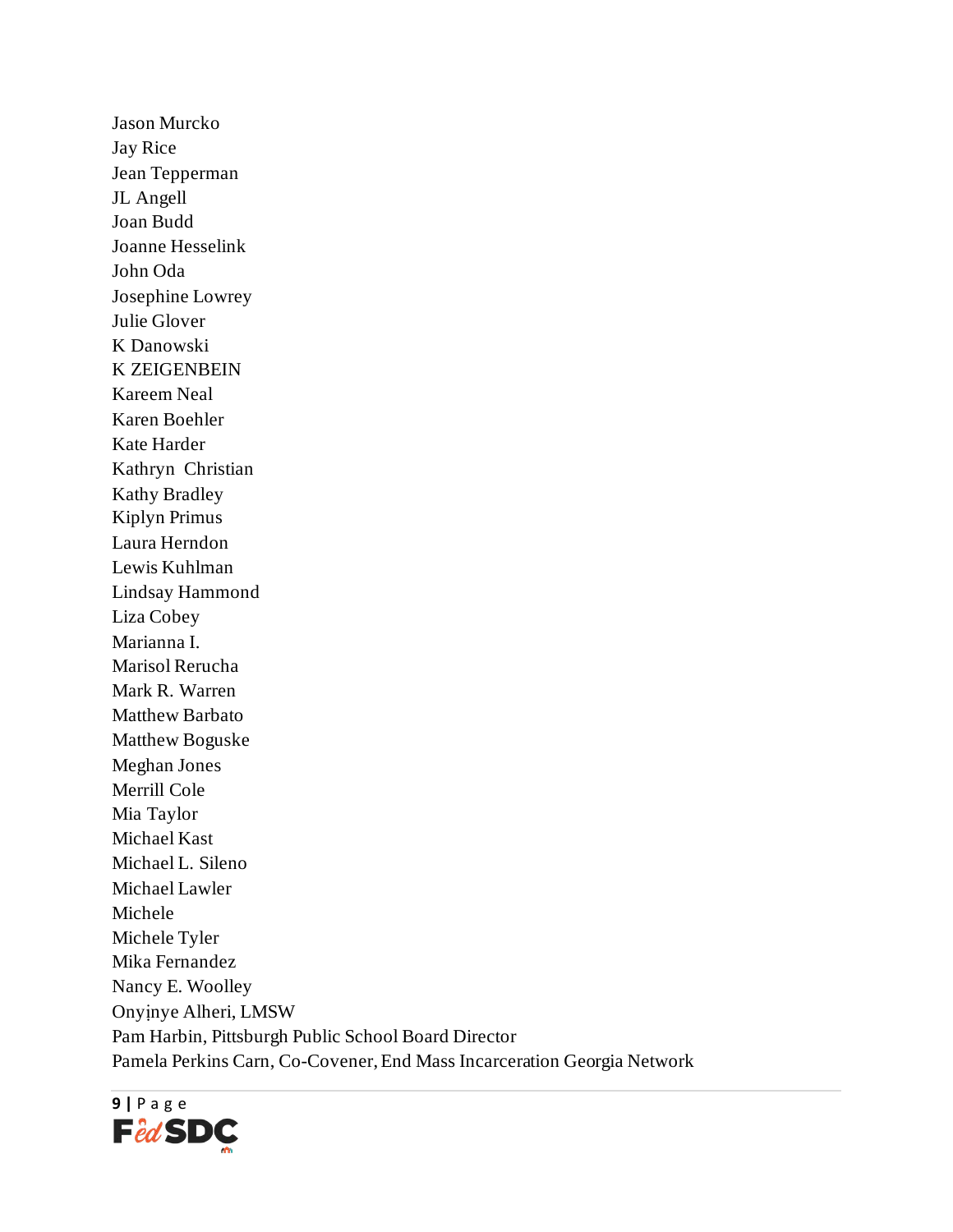Jason Murcko
Jay Rice
Jean Tepperman
JL Angell
Joan Budd
Joanne Hesselink
John Oda
Josephine Lowrey
Julie Glover
K Danowski
K ZEIGENBEIN
Kareem Neal
Karen Boehler
Kate Harder
Kathryn Christian
Kathy Bradley
Kiplyn Primus
Laura Herndon
Lewis Kuhlman
Lindsay Hammond
Liza Cobey
Marianna I.
Marisol Rerucha
Mark R. Warren
Matthew Barbato
Matthew Boguske
Meghan Jones
Merrill Cole
Mia Taylor
Michael Kast
Michael L. Sileno
Michael Lawler
Michele
Michele Tyler
Mika Fernandez
Nancy E. Woolley
Onyinye Alheri, LMSW
Pam Harbin, Pittsburgh Public School Board Director
Pamela Perkins Carn, Co-Covener, End Mass Incarceration Georgia Network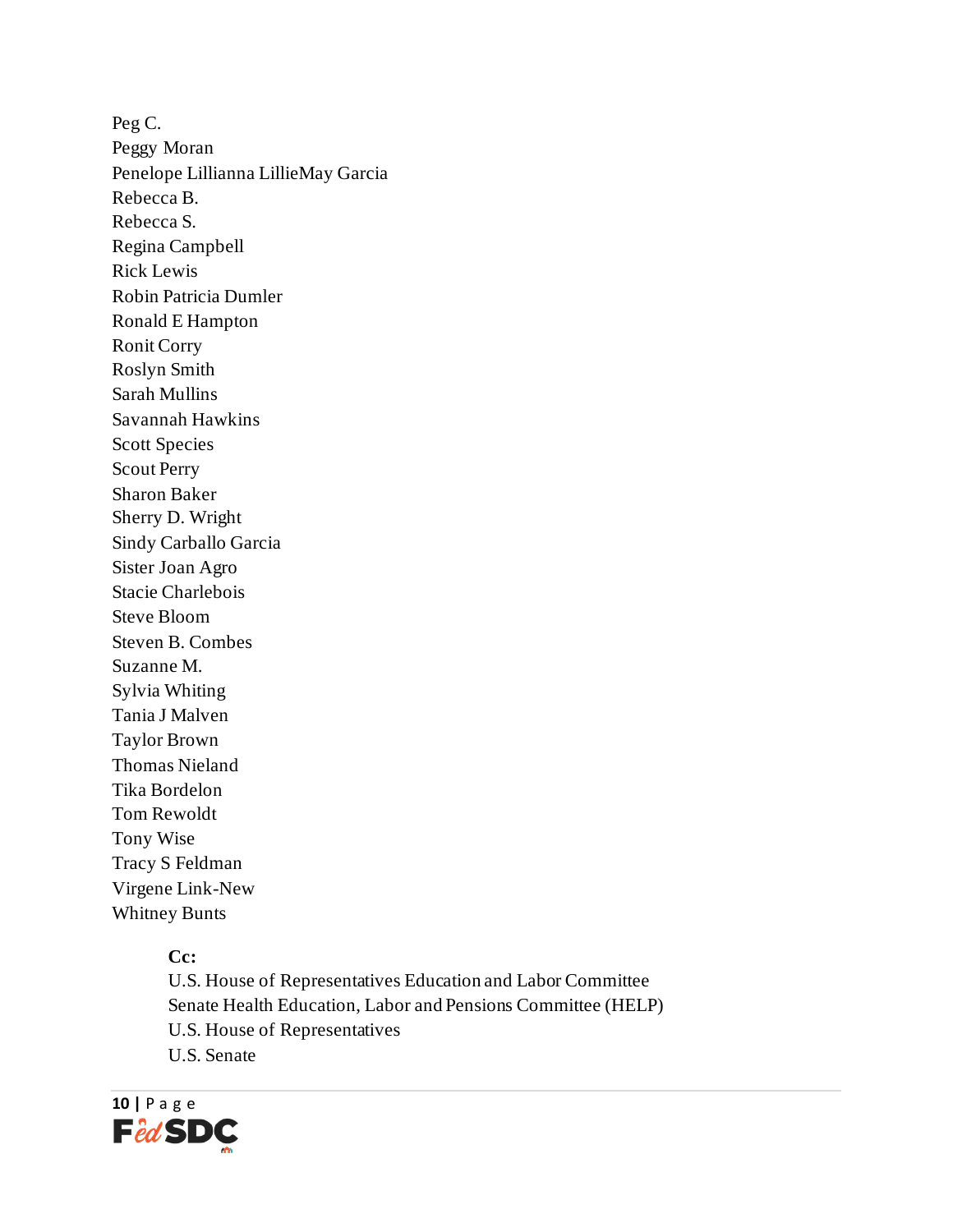Peg C.
Peggy Moran
Penelope Lillianna LillieMay Garcia
Rebecca B.
Rebecca S.
Regina Campbell
Rick Lewis
Robin Patricia Dumler
Ronald E Hampton
Ronit Corry
Roslyn Smith
Sarah Mullins
Savannah Hawkins
Scott Species
Scout Perry
Sharon Baker
Sherry D. Wright
Sindy Carballo Garcia
Sister Joan Agro
Stacie Charlebois
Steve Bloom
Steven B. Combes
Suzanne M.
Sylvia Whiting
Tania J Malven
Taylor Brown
Thomas Nieland
Tika Bordelon
Tom Rewoldt
Tony Wise
Tracy S Feldman
Virgene Link-New
Whitney Bunts

**Cc:**
U.S. House of Representatives Education and Labor Committee
Senate Health Education, Labor and Pensions Committee (HELP)
U.S. House of Representatives
U.S. Senate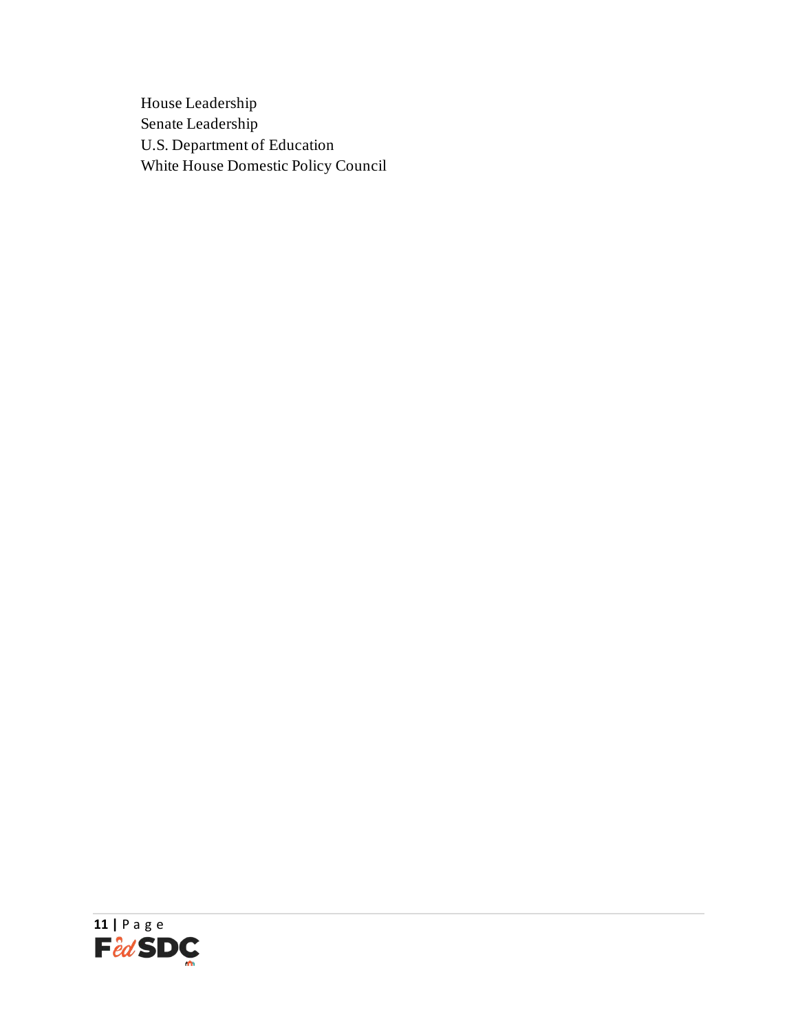House Leadership
Senate Leadership
U.S. Department of Education
White House Domestic Policy Council